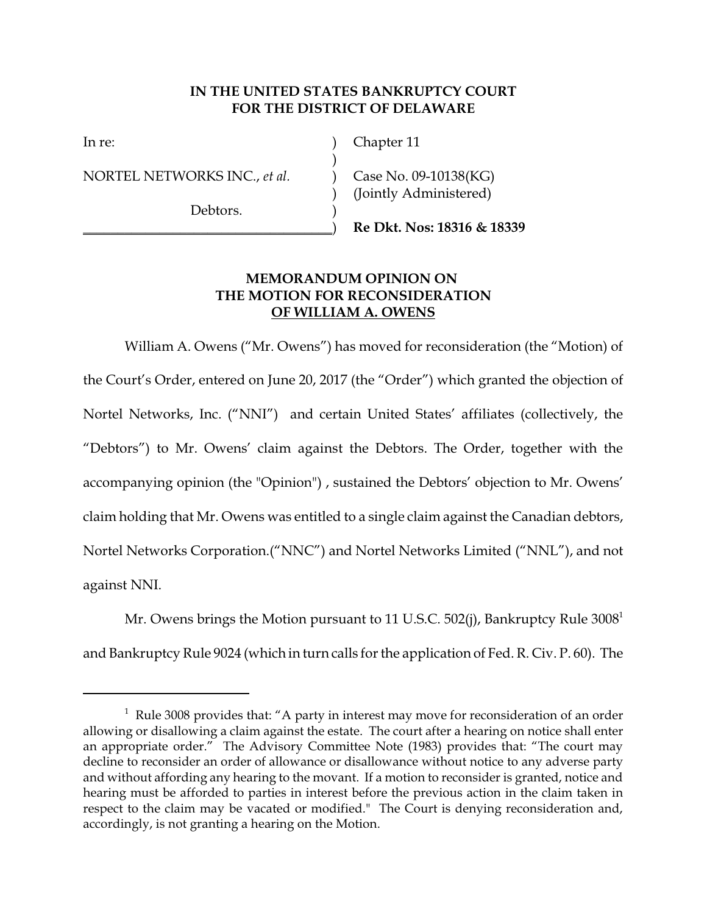**IN THE UNITED STATES BANKRUPTCY COURT**
**FOR THE DISTRICT OF DELAWARE**

| | | |
|---|---|---|
| In re: | ) | Chapter 11 |
| | ) | |
| NORTEL NETWORKS INC., *et al.* | ) | Case No. 09-10138(KG) |
| | ) | (Jointly Administered) |
| Debtors. | ) | |
| | ) | **Re Dkt. Nos: 18316 & 18339** |

**MEMORANDUM OPINION ON**
**THE MOTION FOR RECONSIDERATION**
**OF WILLIAM A. OWENS**

William A. Owens ("Mr. Owens") has moved for reconsideration (the "Motion) of the Court's Order, entered on June 20, 2017 (the "Order") which granted the objection of Nortel Networks, Inc. ("NNI") and certain United States' affiliates (collectively, the "Debtors") to Mr. Owens' claim against the Debtors. The Order, together with the accompanying opinion (the "Opinion") , sustained the Debtors' objection to Mr. Owens' claim holding that Mr. Owens was entitled to a single claim against the Canadian debtors, Nortel Networks Corporation.("NNC") and Nortel Networks Limited ("NNL"), and not against NNI.

Mr. Owens brings the Motion pursuant to 11 U.S.C. 502(j), Bankruptcy Rule 3008[1] and Bankruptcy Rule 9024 (which in turn calls for the application of Fed. R. Civ. P. 60). The

[1] Rule 3008 provides that: "A party in interest may move for reconsideration of an order allowing or disallowing a claim against the estate. The court after a hearing on notice shall enter an appropriate order." The Advisory Committee Note (1983) provides that: "The court may decline to reconsider an order of allowance or disallowance without notice to any adverse party and without affording any hearing to the movant. If a motion to reconsider is granted, notice and hearing must be afforded to parties in interest before the previous action in the claim taken in respect to the claim may be vacated or modified." The Court is denying reconsideration and, accordingly, is not granting a hearing on the Motion.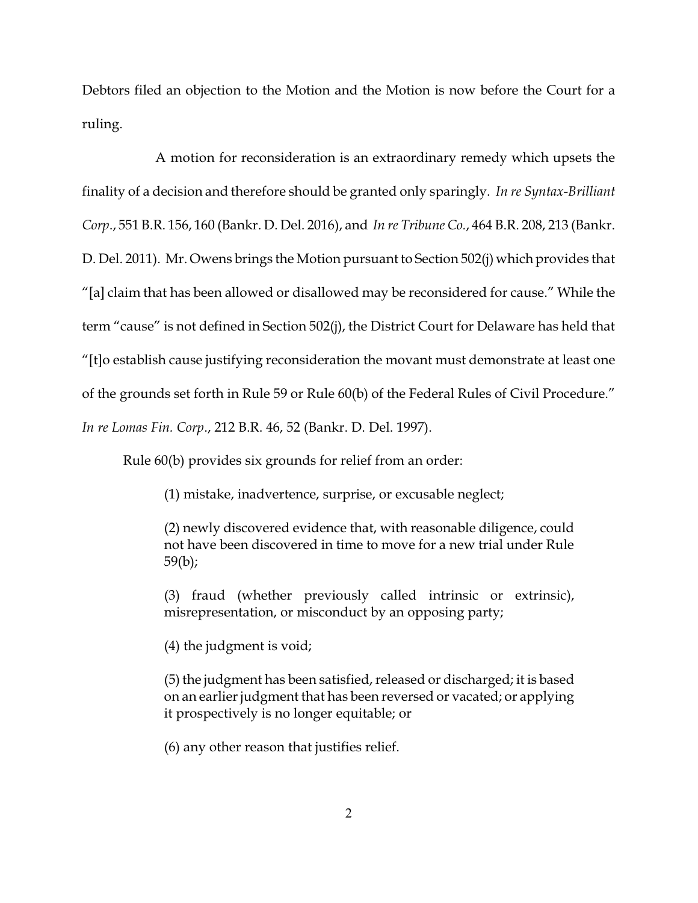Debtors filed an objection to the Motion and the Motion is now before the Court for a ruling.

A motion for reconsideration is an extraordinary remedy which upsets the finality of a decision and therefore should be granted only sparingly. *In re Syntax-Brilliant Corp*., 551 B.R. 156, 160 (Bankr. D. Del. 2016), and *In re Tribune Co.*, 464 B.R. 208, 213 (Bankr. D. Del. 2011). Mr. Owens brings the Motion pursuant to Section 502(j) which provides that "[a] claim that has been allowed or disallowed may be reconsidered for cause." While the term "cause" is not defined in Section 502(j), the District Court for Delaware has held that "[t]o establish cause justifying reconsideration the movant must demonstrate at least one of the grounds set forth in Rule 59 or Rule 60(b) of the Federal Rules of Civil Procedure." *In re Lomas Fin. Corp*., 212 B.R. 46, 52 (Bankr. D. Del. 1997).

Rule 60(b) provides six grounds for relief from an order:

> (1) mistake, inadvertence, surprise, or excusable neglect;
>
> (2) newly discovered evidence that, with reasonable diligence, could not have been discovered in time to move for a new trial under Rule 59(b);
>
> (3) fraud (whether previously called intrinsic or extrinsic), misrepresentation, or misconduct by an opposing party;
>
> (4) the judgment is void;
>
> (5) the judgment has been satisfied, released or discharged; it is based on an earlier judgment that has been reversed or vacated; or applying it prospectively is no longer equitable; or
>
> (6) any other reason that justifies relief.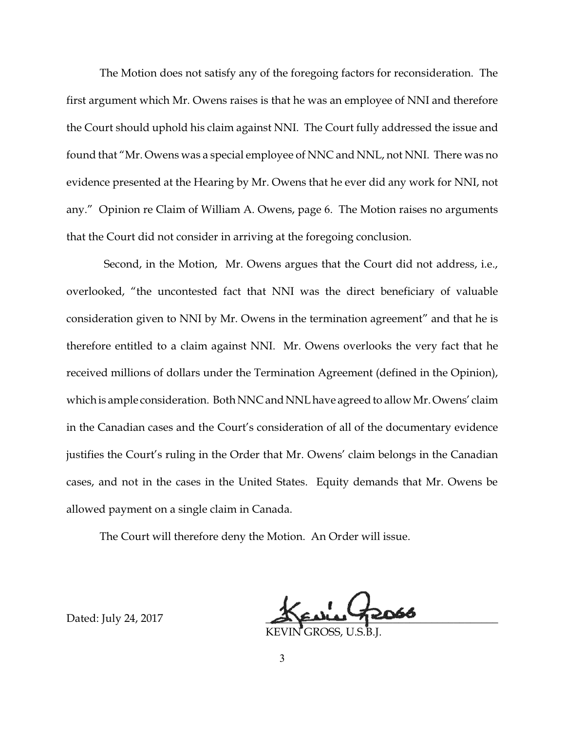The Motion does not satisfy any of the foregoing factors for reconsideration. The first argument which Mr. Owens raises is that he was an employee of NNI and therefore the Court should uphold his claim against NNI. The Court fully addressed the issue and found that "Mr. Owens was a special employee of NNC and NNL, not NNI. There was no evidence presented at the Hearing by Mr. Owens that he ever did any work for NNI, not any." Opinion re Claim of William A. Owens, page 6. The Motion raises no arguments that the Court did not consider in arriving at the foregoing conclusion.

Second, in the Motion, Mr. Owens argues that the Court did not address, i.e., overlooked, "the uncontested fact that NNI was the direct beneficiary of valuable consideration given to NNI by Mr. Owens in the termination agreement" and that he is therefore entitled to a claim against NNI. Mr. Owens overlooks the very fact that he received millions of dollars under the Termination Agreement (defined in the Opinion), which is ample consideration. Both NNC and NNL have agreed to allow Mr. Owens' claim in the Canadian cases and the Court's consideration of all of the documentary evidence justifies the Court's ruling in the Order that Mr. Owens' claim belongs in the Canadian cases, and not in the cases in the United States. Equity demands that Mr. Owens be allowed payment on a single claim in Canada.

The Court will therefore deny the Motion. An Order will issue.

Dated: July 24, 2017

KEVIN GROSS, U.S.B.J.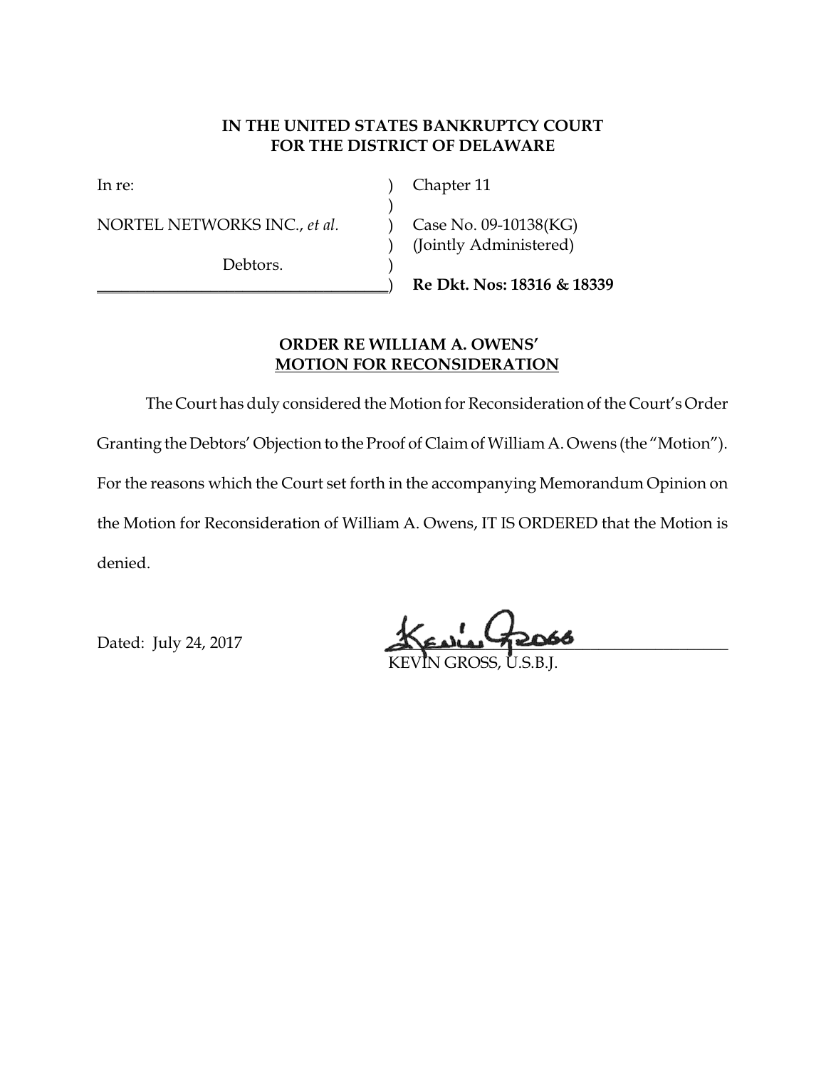**IN THE UNITED STATES BANKRUPTCY COURT**
**FOR THE DISTRICT OF DELAWARE**

| | | |
|---|---|---|
| In re: | ) | Chapter 11 |
| | ) | |
| NORTEL NETWORKS INC., *et al.* | ) | Case No. 09-10138(KG) |
| | ) | (Jointly Administered) |
| Debtors. | ) | |
| | ) | **Re Dkt. Nos: 18316 & 18339** |

**ORDER RE WILLIAM A. OWENS'**
**MOTION FOR RECONSIDERATION**

The Court has duly considered the Motion for Reconsideration of the Court's Order Granting the Debtors' Objection to the Proof of Claim of William A. Owens (the "Motion"). For the reasons which the Court set forth in the accompanying Memorandum Opinion on the Motion for Reconsideration of William A. Owens, IT IS ORDERED that the Motion is denied.

Dated: July 24, 2017

KEVIN GROSS, U.S.B.J.